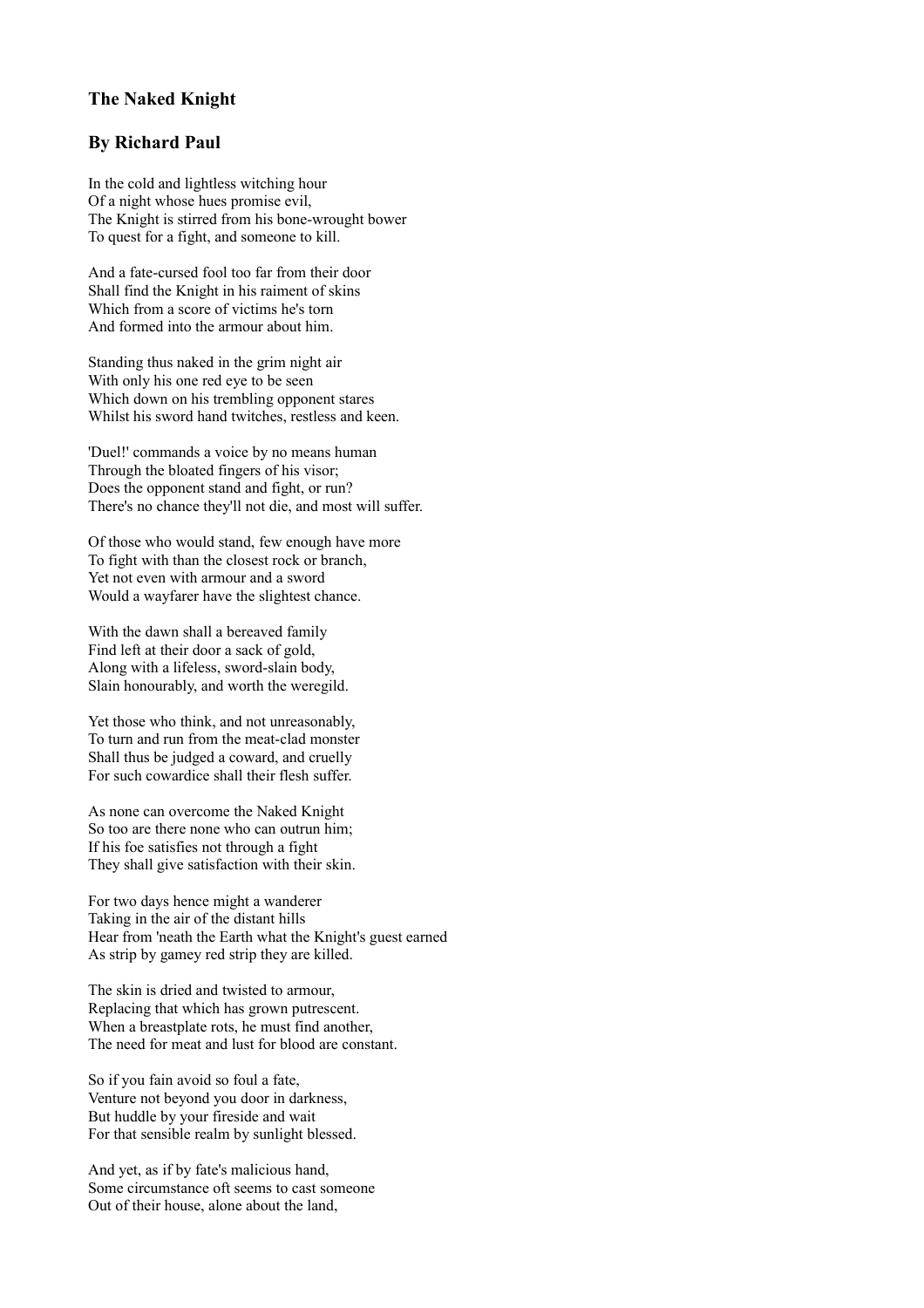### The Naked Knight

### By Richard Paul

In the cold and lightless witching hour  
Of a night whose hues promise evil,  
The Knight is stirred from his bone-wrought bower  
To quest for a fight, and someone to kill.

And a fate-cursed fool too far from their door  
Shall find the Knight in his raiment of skins  
Which from a score of victims he's torn  
And formed into the armour about him.

Standing thus naked in the grim night air  
With only his one red eye to be seen  
Which down on his trembling opponent stares  
Whilst his sword hand twitches, restless and keen.

'Duel!' commands a voice by no means human  
Through the bloated fingers of his visor;  
Does the opponent stand and fight, or run?  
There's no chance they'll not die, and most will suffer.

Of those who would stand, few enough have more  
To fight with than the closest rock or branch,  
Yet not even with armour and a sword  
Would a wayfarer have the slightest chance.

With the dawn shall a bereaved family  
Find left at their door a sack of gold,  
Along with a lifeless, sword-slain body,  
Slain honourably, and worth the weregild.

Yet those who think, and not unreasonably,  
To turn and run from the meat-clad monster  
Shall thus be judged a coward, and cruelly  
For such cowardice shall their flesh suffer.

As none can overcome the Naked Knight  
So too are there none who can outrun him;  
If his foe satisfies not through a fight  
They shall give satisfaction with their skin.

For two days hence might a wanderer  
Taking in the air of the distant hills  
Hear from 'neath the Earth what the Knight's guest earned  
As strip by gamey red strip they are killed.

The skin is dried and twisted to armour,  
Replacing that which has grown putrescent.  
When a breastplate rots, he must find another,  
The need for meat and lust for blood are constant.

So if you fain avoid so foul a fate,  
Venture not beyond you door in darkness,  
But huddle by your fireside and wait  
For that sensible realm by sunlight blessed.

And yet, as if by fate's malicious hand,  
Some circumstance oft seems to cast someone  
Out of their house, alone about the land,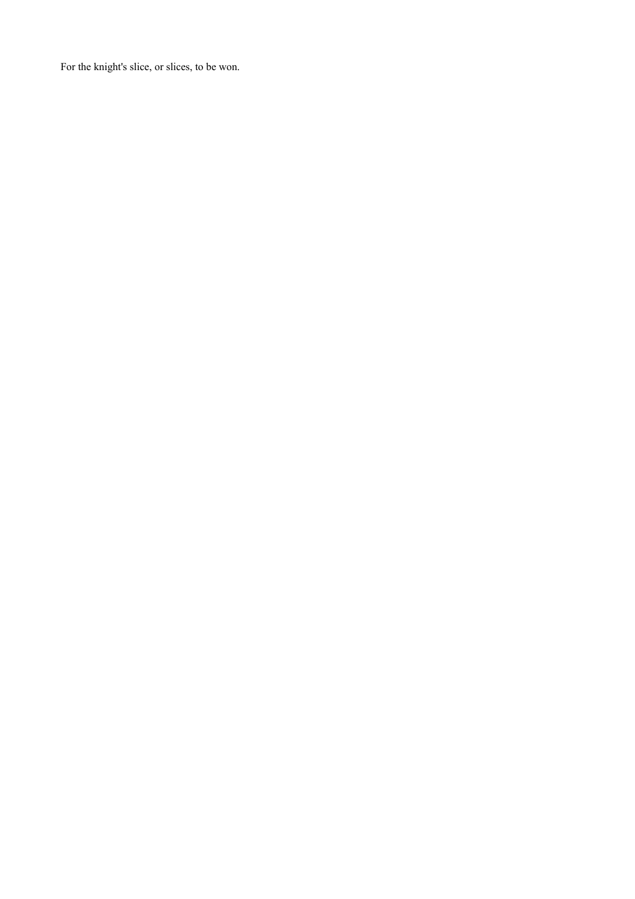For the knight's slice, or slices, to be won.